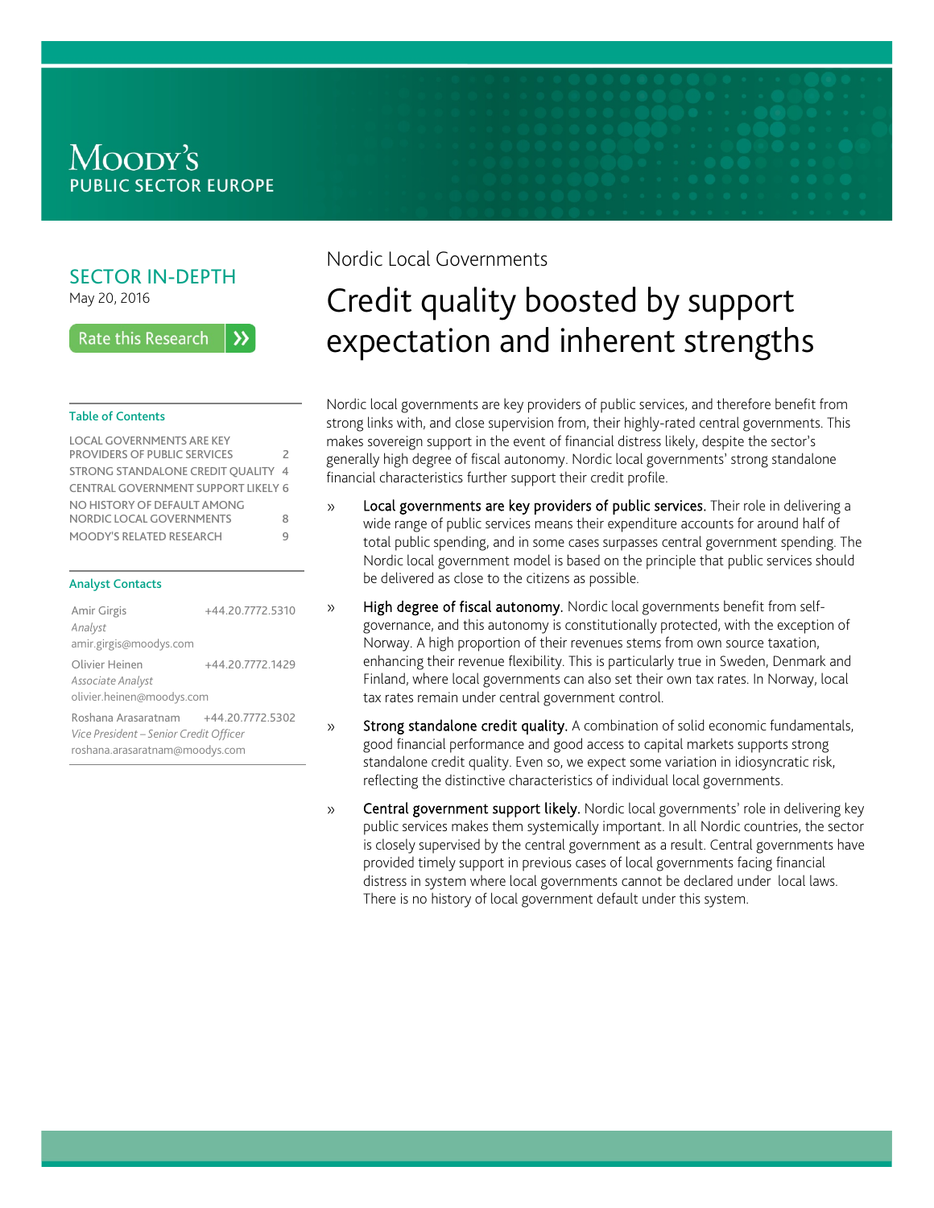MOODY'S
PUBLIC SECTOR EUROPE

SECTOR IN-DEPTH
May 20, 2016

Rate this Research

**Table of Contents**

| | |
|---|---|
| LOCAL GOVERNMENTS ARE KEY PROVIDERS OF PUBLIC SERVICES | 2 |
| STRONG STANDALONE CREDIT QUALITY | 4 |
| CENTRAL GOVERNMENT SUPPORT LIKELY | 6 |
| NO HISTORY OF DEFAULT AMONG NORDIC LOCAL GOVERNMENTS | 8 |
| MOODY'S RELATED RESEARCH | 9 |

**Analyst Contacts**

Amir Girgis +44.20.7772.5310
*Analyst*
amir.girgis@moodys.com

Olivier Heinen +44.20.7772.1429
*Associate Analyst*
olivier.heinen@moodys.com

Roshana Arasaratnam +44.20.7772.5302
*Vice President – Senior Credit Officer*
roshana.arasaratnam@moodys.com

Nordic Local Governments

# Credit quality boosted by support expectation and inherent strengths

Nordic local governments are key providers of public services, and therefore benefit from strong links with, and close supervision from, their highly-rated central governments. This makes sovereign support in the event of financial distress likely, despite the sector's generally high degree of fiscal autonomy. Nordic local governments' strong standalone financial characteristics further support their credit profile.

» **Local governments are key providers of public services.** Their role in delivering a wide range of public services means their expenditure accounts for around half of total public spending, and in some cases surpasses central government spending. The Nordic local government model is based on the principle that public services should be delivered as close to the citizens as possible.

» **High degree of fiscal autonomy.** Nordic local governments benefit from self-governance, and this autonomy is constitutionally protected, with the exception of Norway. A high proportion of their revenues stems from own source taxation, enhancing their revenue flexibility. This is particularly true in Sweden, Denmark and Finland, where local governments can also set their own tax rates. In Norway, local tax rates remain under central government control.

» **Strong standalone credit quality.** A combination of solid economic fundamentals, good financial performance and good access to capital markets supports strong standalone credit quality. Even so, we expect some variation in idiosyncratic risk, reflecting the distinctive characteristics of individual local governments.

» **Central government support likely.** Nordic local governments' role in delivering key public services makes them systemically important. In all Nordic countries, the sector is closely supervised by the central government as a result. Central governments have provided timely support in previous cases of local governments facing financial distress in system where local governments cannot be declared under local laws. There is no history of local government default under this system.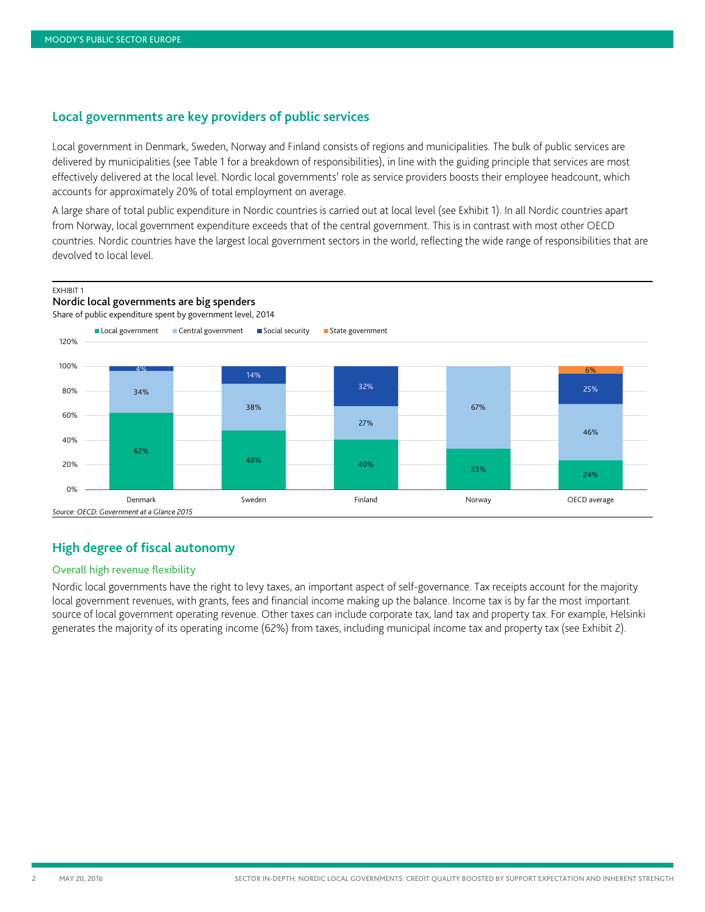## Local governments are key providers of public services

Local government in Denmark, Sweden, Norway and Finland consists of regions and municipalities. The bulk of public services are delivered by municipalities (see Table 1 for a breakdown of responsibilities), in line with the guiding principle that services are most effectively delivered at the local level. Nordic local governments' role as service providers boosts their employee headcount, which accounts for approximately 20% of total employment on average.

A large share of total public expenditure in Nordic countries is carried out at local level (see Exhibit 1). In all Nordic countries apart from Norway, local government expenditure exceeds that of the central government. This is in contrast with most other OECD countries. Nordic countries have the largest local government sectors in the world, reflecting the wide range of responsibilities that are devolved to local level.

EXHIBIT 1

**Nordic local governments are big spenders**

Share of public expenditure spent by government level, 2014

| | Local government | Central government | Social security | State government |
|---|---|---|---|---|
| Denmark | 62% | 34% | 4% | |
| Sweden | 48% | 38% | 14% | |
| Finland | 40% | 27% | 32% | |
| Norway | 33% | 67% | | |
| OECD average | 24% | 46% | 25% | 6% |

*Source: OECD: Government at a Glance 2015*

## High degree of fiscal autonomy

### Overall high revenue flexibility

Nordic local governments have the right to levy taxes, an important aspect of self-governance. Tax receipts account for the majority local government revenues, with grants, fees and financial income making up the balance. Income tax is by far the most important source of local government operating revenue. Other taxes can include corporate tax, land tax and property tax. For example, Helsinki generates the majority of its operating income (62%) from taxes, including municipal income tax and property tax (see Exhibit 2).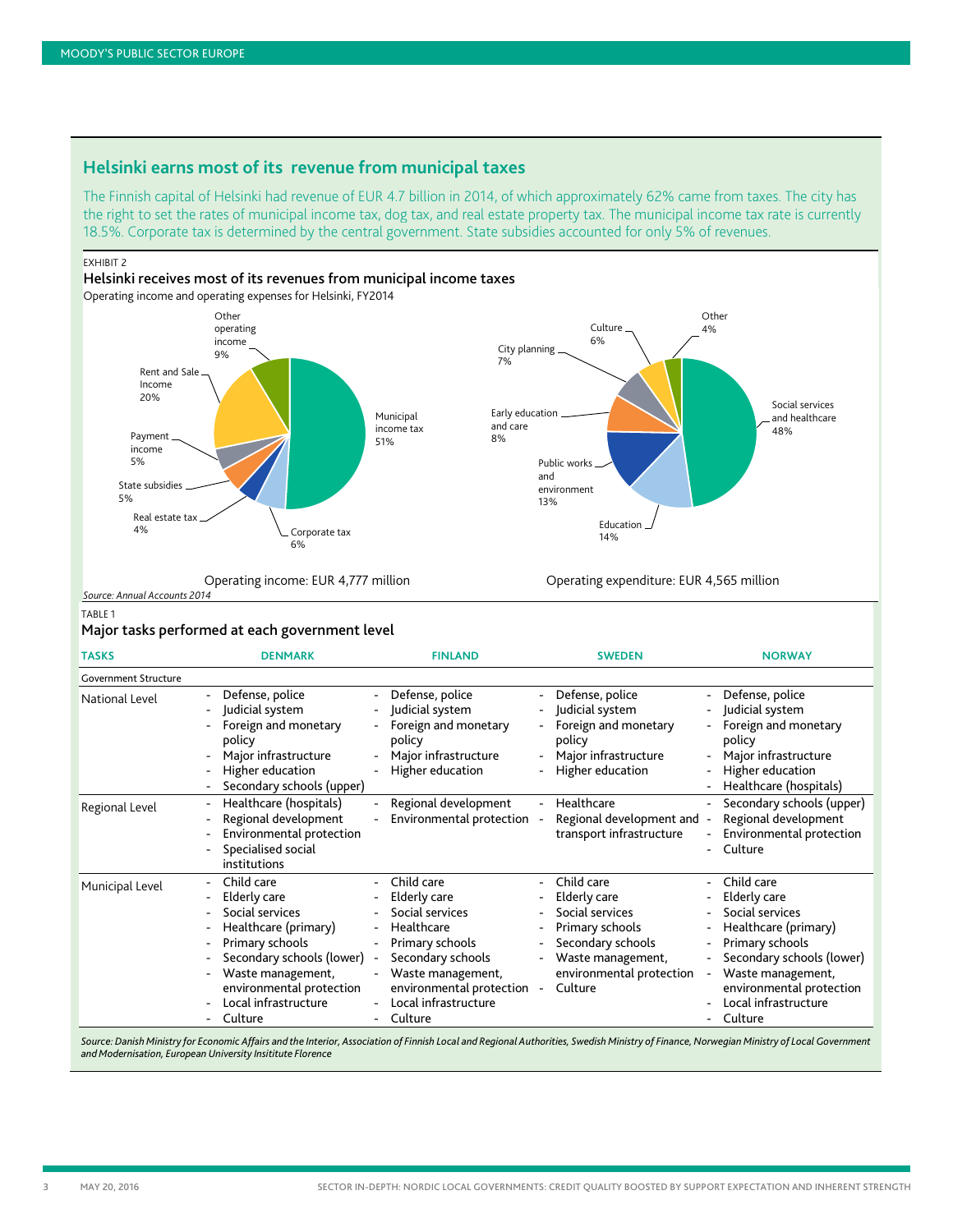## Helsinki earns most of its revenue from municipal taxes

The Finnish capital of Helsinki had revenue of EUR 4.7 billion in 2014, of which approximately 62% came from taxes. The city has the right to set the rates of municipal income tax, dog tax, and real estate property tax. The municipal income tax rate is currently 18.5%. Corporate tax is determined by the central government. State subsidies accounted for only 5% of revenues.

EXHIBIT 2

### Helsinki receives most of its revenues from municipal income taxes

Operating income and operating expenses for Helsinki, FY2014

Operating income: EUR 4,777 million

| Item | Share |
|---|---|
| Municipal income tax | 51% |
| Corporate tax | 6% |
| Real estate tax | 4% |
| State subsidies | 5% |
| Payment income | 5% |
| Rent and Sale Income | 20% |
| Other operating income | 9% |

Operating expenditure: EUR 4,565 million

| Item | Share |
|---|---|
| Social services and healthcare | 48% |
| Education | 14% |
| Public works and environment | 13% |
| Early education and care | 8% |
| City planning | 7% |
| Culture | 6% |
| Other | 4% |

*Source: Annual Accounts 2014*

TABLE 1

### Major tasks performed at each government level

| TASKS | DENMARK | FINLAND | SWEDEN | NORWAY |
|---|---|---|---|---|
| **Government Structure** | | | | |
| National Level | - Defense, police<br>- Judicial system<br>- Foreign and monetary policy<br>- Major infrastructure<br>- Higher education<br>- Secondary schools (upper) | - Defense, police<br>- Judicial system<br>- Foreign and monetary policy<br>- Major infrastructure<br>- Higher education | - Defense, police<br>- Judicial system<br>- Foreign and monetary policy<br>- Major infrastructure<br>- Higher education | - Defense, police<br>- Judicial system<br>- Foreign and monetary policy<br>- Major infrastructure<br>- Higher education<br>- Healthcare (hospitals) |
| Regional Level | - Healthcare (hospitals)<br>- Regional development<br>- Environmental protection<br>- Specialised social institutions | - Regional development<br>- Environmental protection | - Healthcare<br>- Regional development and transport infrastructure | - Secondary schools (upper)<br>- Regional development<br>- Environmental protection<br>- Culture |
| Municipal Level | - Child care<br>- Elderly care<br>- Social services<br>- Healthcare (primary)<br>- Primary schools<br>- Secondary schools (lower)<br>- Waste management, environmental protection<br>- Local infrastructure<br>- Culture | - Child care<br>- Elderly care<br>- Social services<br>- Healthcare<br>- Primary schools<br>- Secondary schools<br>- Waste management, environmental protection<br>- Local infrastructure<br>- Culture | - Child care<br>- Elderly care<br>- Social services<br>- Primary schools<br>- Secondary schools<br>- Waste management, environmental protection<br>- Culture | - Child care<br>- Elderly care<br>- Social services<br>- Healthcare (primary)<br>- Primary schools<br>- Secondary schools (lower)<br>- Waste management, environmental protection<br>- Local infrastructure<br>- Culture |

*Source: Danish Ministry for Economic Affairs and the Interior, Association of Finnish Local and Regional Authorities, Swedish Ministry of Finance, Norwegian Ministry of Local Government and Modernisation, European University Insititute Florence*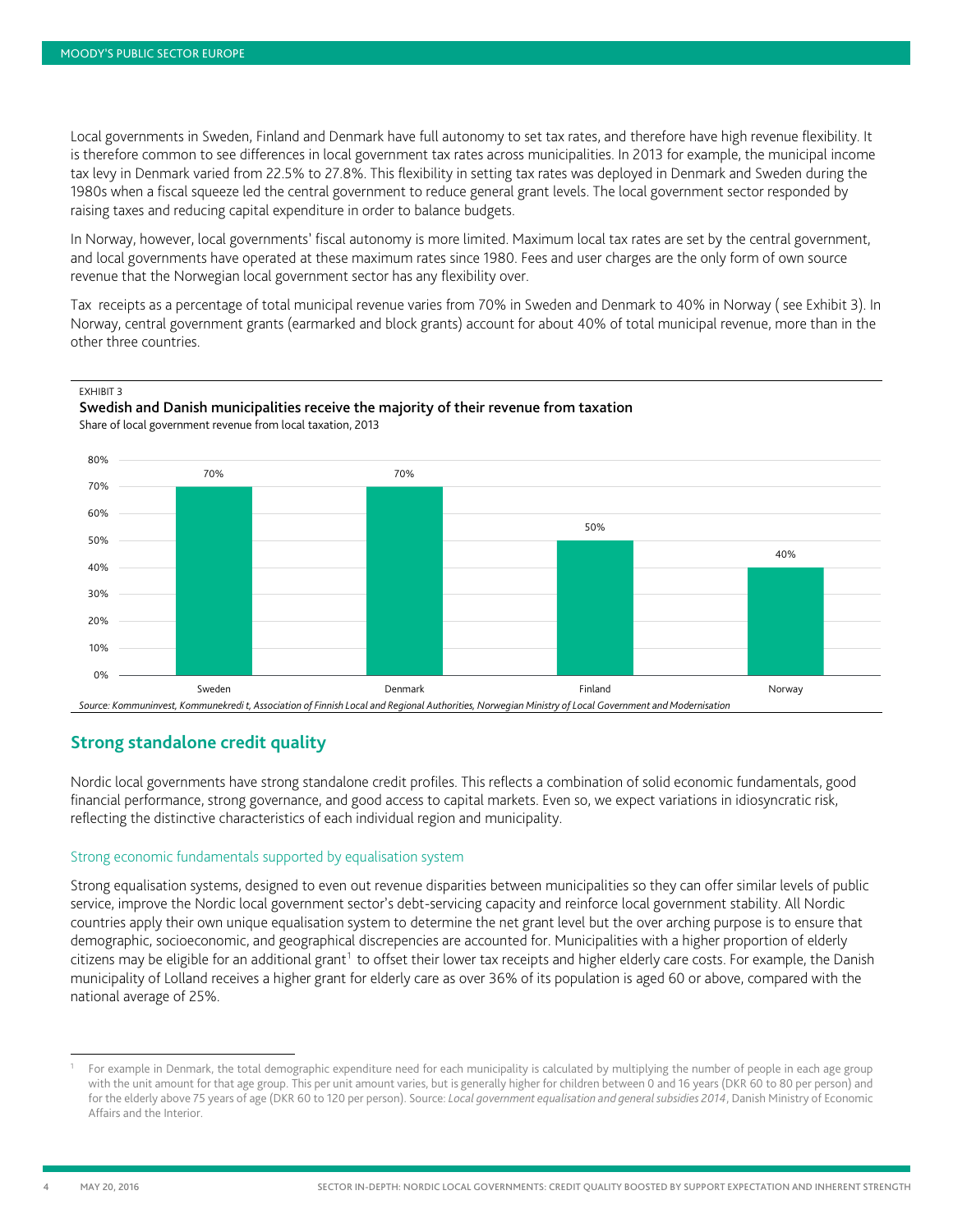Local governments in Sweden, Finland and Denmark have full autonomy to set tax rates, and therefore have high revenue flexibility. It is therefore common to see differences in local government tax rates across municipalities. In 2013 for example, the municipal income tax levy in Denmark varied from 22.5% to 27.8%. This flexibility in setting tax rates was deployed in Denmark and Sweden during the 1980s when a fiscal squeeze led the central government to reduce general grant levels. The local government sector responded by raising taxes and reducing capital expenditure in order to balance budgets.

In Norway, however, local governments' fiscal autonomy is more limited. Maximum local tax rates are set by the central government, and local governments have operated at these maximum rates since 1980. Fees and user charges are the only form of own source revenue that the Norwegian local government sector has any flexibility over.

Tax receipts as a percentage of total municipal revenue varies from 70% in Sweden and Denmark to 40% in Norway ( see Exhibit 3). In Norway, central government grants (earmarked and block grants) account for about 40% of total municipal revenue, more than in the other three countries.

EXHIBIT 3

**Swedish and Danish municipalities receive the majority of their revenue from taxation**

Share of local government revenue from local taxation, 2013

| Country | Share |
|---|---|
| Sweden | 70% |
| Denmark | 70% |
| Finland | 50% |
| Norway | 40% |

*Source: Kommuninvest, Kommunekredi t, Association of Finnish Local and Regional Authorities, Norwegian Ministry of Local Government and Modernisation*

## Strong standalone credit quality

Nordic local governments have strong standalone credit profiles. This reflects a combination of solid economic fundamentals, good financial performance, strong governance, and good access to capital markets. Even so, we expect variations in idiosyncratic risk, reflecting the distinctive characteristics of each individual region and municipality.

### Strong economic fundamentals supported by equalisation system

Strong equalisation systems, designed to even out revenue disparities between municipalities so they can offer similar levels of public service, improve the Nordic local government sector's debt-servicing capacity and reinforce local government stability. All Nordic countries apply their own unique equalisation system to determine the net grant level but the over arching purpose is to ensure that demographic, socioeconomic, and geographical discrepencies are accounted for. Municipalities with a higher proportion of elderly citizens may be eligible for an additional grant[1] to offset their lower tax receipts and higher elderly care costs. For example, the Danish municipality of Lolland receives a higher grant for elderly care as over 36% of its population is aged 60 or above, compared with the national average of 25%.

---

[1] For example in Denmark, the total demographic expenditure need for each municipality is calculated by multiplying the number of people in each age group with the unit amount for that age group. This per unit amount varies, but is generally higher for children between 0 and 16 years (DKR 60 to 80 per person) and for the elderly above 75 years of age (DKR 60 to 120 per person). Source: *Local government equalisation and general subsidies 2014*, Danish Ministry of Economic Affairs and the Interior.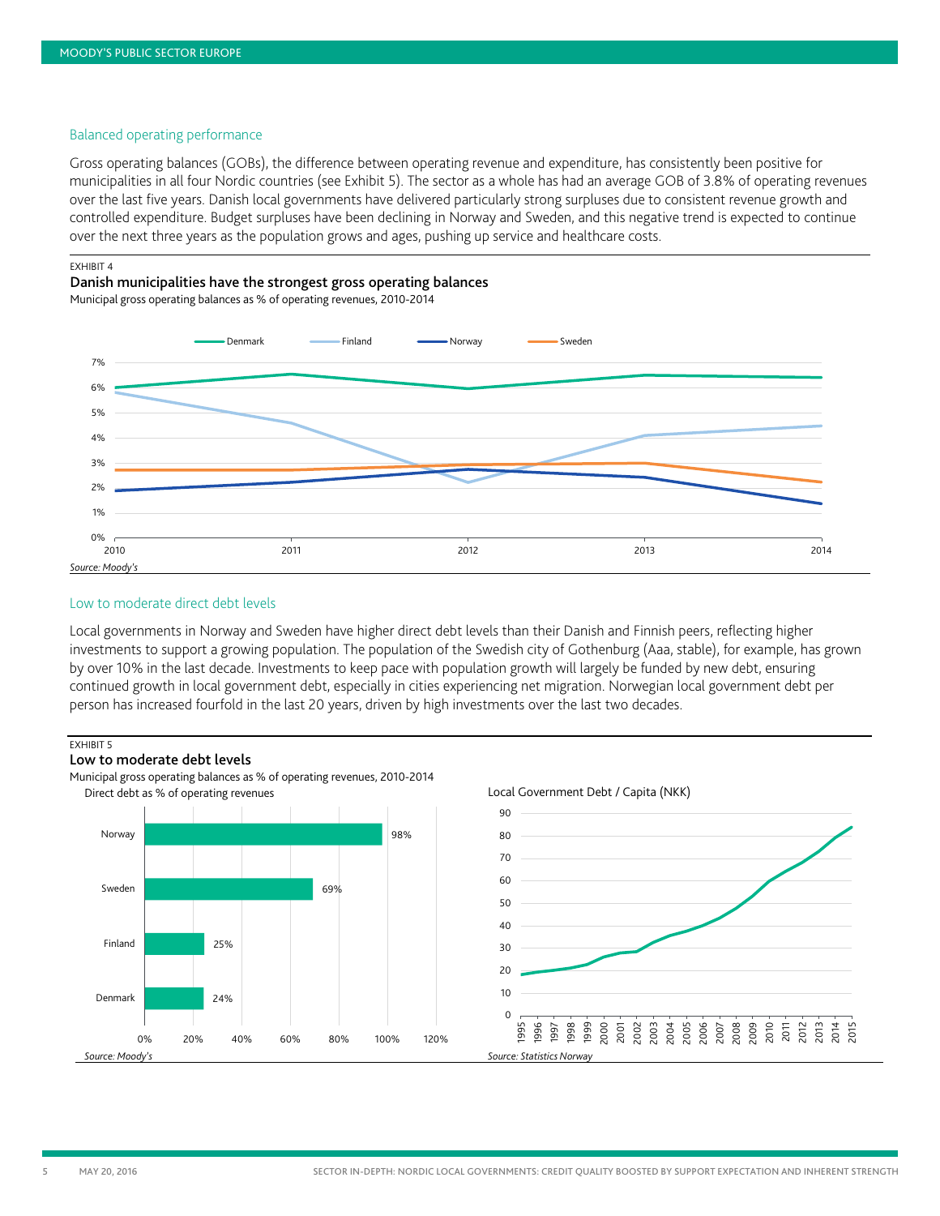### Balanced operating performance

Gross operating balances (GOBs), the difference between operating revenue and expenditure, has consistently been positive for municipalities in all four Nordic countries (see Exhibit 5). The sector as a whole has had an average GOB of 3.8% of operating revenues over the last five years. Danish local governments have delivered particularly strong surpluses due to consistent revenue growth and controlled expenditure. Budget surpluses have been declining in Norway and Sweden, and this negative trend is expected to continue over the next three years as the population grows and ages, pushing up service and healthcare costs.

EXHIBIT 4

**Danish municipalities have the strongest gross operating balances**

Municipal gross operating balances as % of operating revenues, 2010-2014

*Source: Moody's*

### Low to moderate direct debt levels

Local governments in Norway and Sweden have higher direct debt levels than their Danish and Finnish peers, reflecting higher investments to support a growing population. The population of the Swedish city of Gothenburg (Aaa, stable), for example, has grown by over 10% in the last decade. Investments to keep pace with population growth will largely be funded by new debt, ensuring continued growth in local government debt, especially in cities experiencing net migration. Norwegian local government debt per person has increased fourfold in the last 20 years, driven by high investments over the last two decades.

EXHIBIT 5

**Low to moderate debt levels**

Municipal gross operating balances as % of operating revenues, 2010-2014

Direct debt as % of operating revenues

| Country | Direct debt as % of operating revenues |
|---|---|
| Norway | 98% |
| Sweden | 69% |
| Finland | 25% |
| Denmark | 24% |

*Source: Moody's*

Local Government Debt / Capita (NKK)

*Source: Statistics Norway*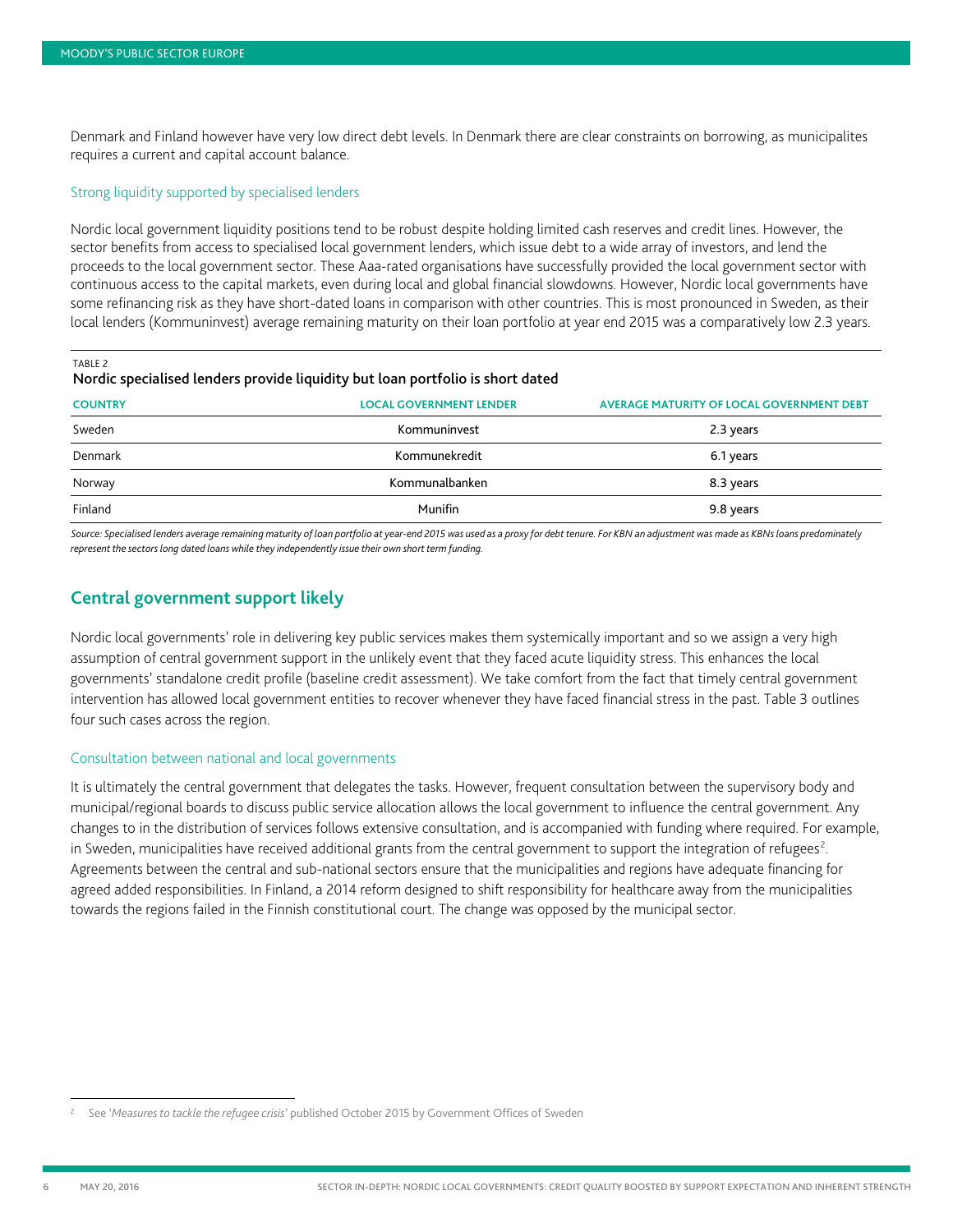Denmark and Finland however have very low direct debt levels. In Denmark there are clear constraints on borrowing, as municipalites requires a current and capital account balance.

### Strong liquidity supported by specialised lenders

Nordic local government liquidity positions tend to be robust despite holding limited cash reserves and credit lines. However, the sector benefits from access to specialised local government lenders, which issue debt to a wide array of investors, and lend the proceeds to the local government sector. These Aaa-rated organisations have successfully provided the local government sector with continuous access to the capital markets, even during local and global financial slowdowns. However, Nordic local governments have some refinancing risk as they have short-dated loans in comparison with other countries. This is most pronounced in Sweden, as their local lenders (Kommuninvest) average remaining maturity on their loan portfolio at year end 2015 was a comparatively low 2.3 years.

TABLE 2

**Nordic specialised lenders provide liquidity but loan portfolio is short dated**

| COUNTRY | LOCAL GOVERNMENT LENDER | AVERAGE MATURITY OF LOCAL GOVERNMENT DEBT |
| --- | --- | --- |
| Sweden | Kommuninvest | 2.3 years |
| Denmark | Kommunekredit | 6.1 years |
| Norway | Kommunalbanken | 8.3 years |
| Finland | Munifin | 9.8 years |

*Source: Specialised lenders average remaining maturity of loan portfolio at year-end 2015 was used as a proxy for debt tenure. For KBN an adjustment was made as KBNs loans predominately represent the sectors long dated loans while they independently issue their own short term funding.*

## Central government support likely

Nordic local governments' role in delivering key public services makes them systemically important and so we assign a very high assumption of central government support in the unlikely event that they faced acute liquidity stress. This enhances the local governments' standalone credit profile (baseline credit assessment). We take comfort from the fact that timely central government intervention has allowed local government entities to recover whenever they have faced financial stress in the past. Table 3 outlines four such cases across the region.

### Consultation between national and local governments

It is ultimately the central government that delegates the tasks. However, frequent consultation between the supervisory body and municipal/regional boards to discuss public service allocation allows the local government to influence the central government. Any changes to in the distribution of services follows extensive consultation, and is accompanied with funding where required. For example, in Sweden, municipalities have received additional grants from the central government to support the integration of refugees[2]. Agreements between the central and sub-national sectors ensure that the municipalities and regions have adequate financing for agreed added responsibilities. In Finland, a 2014 reform designed to shift responsibility for healthcare away from the municipalities towards the regions failed in the Finnish constitutional court. The change was opposed by the municipal sector.

[2] See '*Measures to tackle the refugee crisis*' published October 2015 by Government Offices of Sweden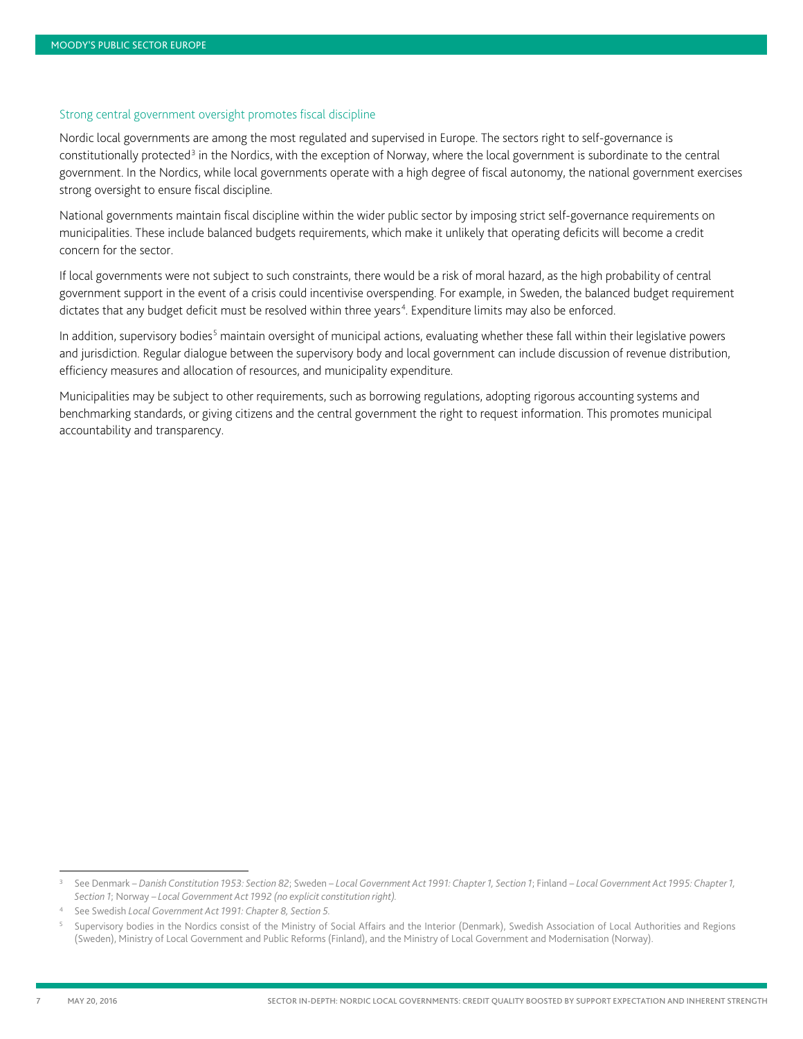### Strong central government oversight promotes fiscal discipline

Nordic local governments are among the most regulated and supervised in Europe. The sectors right to self-governance is constitutionally protected[3] in the Nordics, with the exception of Norway, where the local government is subordinate to the central government. In the Nordics, while local governments operate with a high degree of fiscal autonomy, the national government exercises strong oversight to ensure fiscal discipline.

National governments maintain fiscal discipline within the wider public sector by imposing strict self-governance requirements on municipalities. These include balanced budgets requirements, which make it unlikely that operating deficits will become a credit concern for the sector.

If local governments were not subject to such constraints, there would be a risk of moral hazard, as the high probability of central government support in the event of a crisis could incentivise overspending. For example, in Sweden, the balanced budget requirement dictates that any budget deficit must be resolved within three years[4]. Expenditure limits may also be enforced.

In addition, supervisory bodies[5] maintain oversight of municipal actions, evaluating whether these fall within their legislative powers and jurisdiction. Regular dialogue between the supervisory body and local government can include discussion of revenue distribution, efficiency measures and allocation of resources, and municipality expenditure.

Municipalities may be subject to other requirements, such as borrowing regulations, adopting rigorous accounting systems and benchmarking standards, or giving citizens and the central government the right to request information. This promotes municipal accountability and transparency.

---

[3] See Denmark – *Danish Constitution 1953: Section 82*; Sweden – *Local Government Act 1991: Chapter 1, Section 1*; Finland – *Local Government Act 1995: Chapter 1, Section 1*; Norway – *Local Government Act 1992 (no explicit constitution right).*

[4] See Swedish *Local Government Act 1991: Chapter 8, Section 5.*

[5] Supervisory bodies in the Nordics consist of the Ministry of Social Affairs and the Interior (Denmark), Swedish Association of Local Authorities and Regions (Sweden), Ministry of Local Government and Public Reforms (Finland), and the Ministry of Local Government and Modernisation (Norway).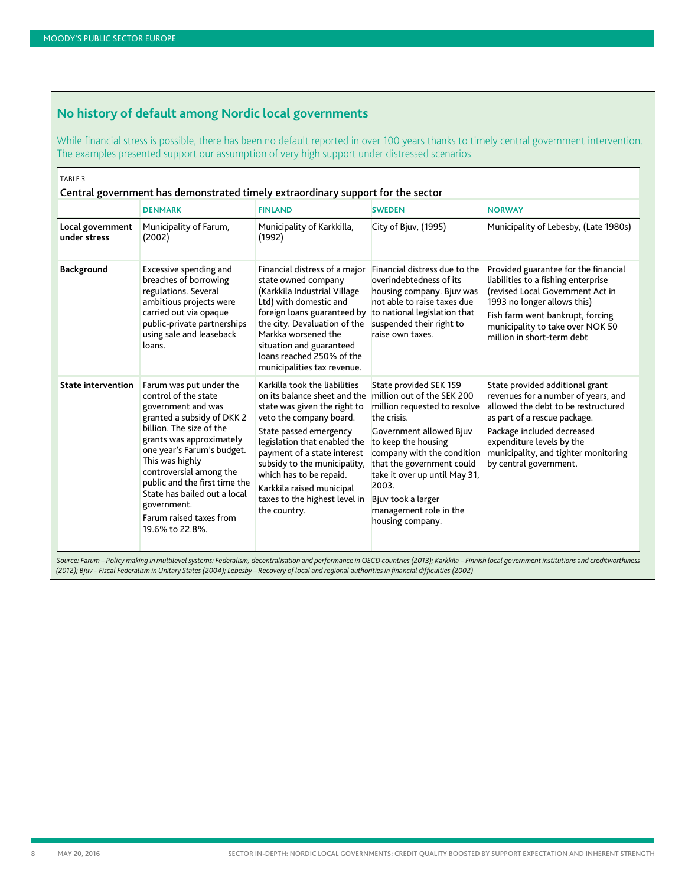## No history of default among Nordic local governments

While financial stress is possible, there has been no default reported in over 100 years thanks to timely central government intervention. The examples presented support our assumption of very high support under distressed scenarios.

TABLE 3

**Central government has demonstrated timely extraordinary support for the sector**

| | DENMARK | FINLAND | SWEDEN | NORWAY |
|---|---|---|---|---|
| **Local government under stress** | Municipality of Farum, (2002) | Municipality of Karkkilla, (1992) | City of Bjuv, (1995) | Municipality of Lebesby, (Late 1980s) |
| **Background** | Excessive spending and breaches of borrowing regulations. Several ambitious projects were carried out via opaque public-private partnerships using sale and leaseback loans. | Financial distress of a major state owned company (Karkkila Industrial Village Ltd) with domestic and foreign loans guaranteed by the city. Devaluation of the Markka worsened the situation and guaranteed loans reached 250% of the municipalities tax revenue. | Financial distress due to the overindebtedness of its housing company. Bjuv was not able to raise taxes due to national legislation that suspended their right to raise own taxes. | Provided guarantee for the financial liabilities to a fishing enterprise (revised Local Government Act in 1993 no longer allows this)<br>Fish farm went bankrupt, forcing municipality to take over NOK 50 million in short-term debt |
| **State intervention** | Farum was put under the control of the state government and was granted a subsidy of DKK 2 billion. The size of the grants was approximately one year's Farum's budget. This was highly controversial among the public and the first time the State has bailed out a local government.<br>Farum raised taxes from 19.6% to 22.8%. | Karkilla took the liabilities on its balance sheet and the state was given the right to veto the company board.<br>State passed emergency legislation that enabled the payment of a state interest subsidy to the municipality, which has to be repaid.<br>Karkkila raised municipal taxes to the highest level in the country. | State provided SEK 159 million out of the SEK 200 million requested to resolve the crisis.<br>Government allowed Bjuv to keep the housing company with the condition that the government could take it over up until May 31, 2003.<br>Bjuv took a larger management role in the housing company. | State provided additional grant revenues for a number of years, and allowed the debt to be restructured as part of a rescue package.<br>Package included decreased expenditure levels by the municipality, and tighter monitoring by central government. |

*Source: Farum – Policy making in multilevel systems: Federalism, decentralisation and performance in OECD countries (2013); Karkkila – Finnish local government institutions and creditworthiness (2012); Bjuv – Fiscal Federalism in Unitary States (2004); Lebesby – Recovery of local and regional authorities in financial difficulties (2002)*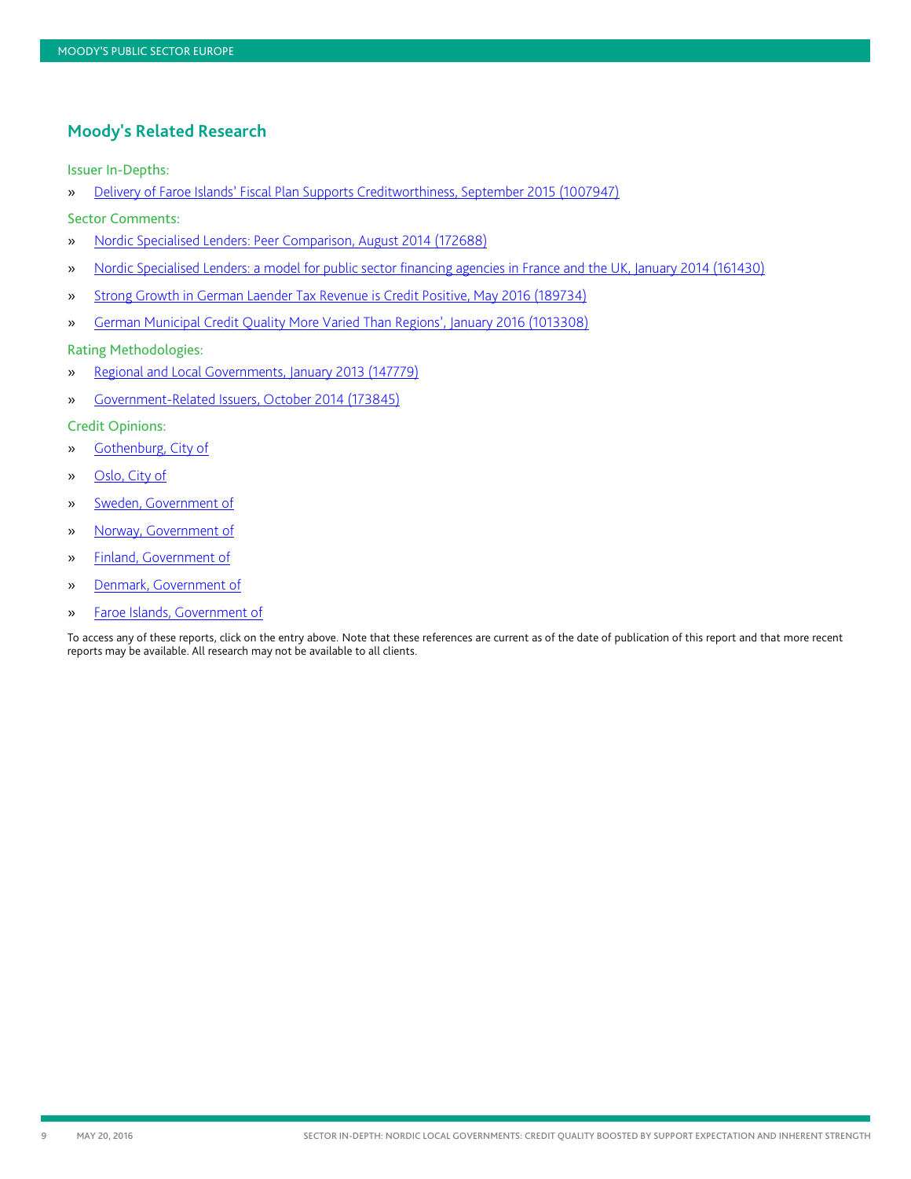## Moody's Related Research

Issuer In-Depths:

- Delivery of Faroe Islands' Fiscal Plan Supports Creditworthiness, September 2015 (1007947)

Sector Comments:

- Nordic Specialised Lenders: Peer Comparison, August 2014 (172688)
- Nordic Specialised Lenders: a model for public sector financing agencies in France and the UK, January 2014 (161430)
- Strong Growth in German Laender Tax Revenue is Credit Positive, May 2016 (189734)
- German Municipal Credit Quality More Varied Than Regions', January 2016 (1013308)

Rating Methodologies:

- Regional and Local Governments, January 2013 (147779)
- Government-Related Issuers, October 2014 (173845)

Credit Opinions:

- Gothenburg, City of
- Oslo, City of
- Sweden, Government of
- Norway, Government of
- Finland, Government of
- Denmark, Government of
- Faroe Islands, Government of

To access any of these reports, click on the entry above. Note that these references are current as of the date of publication of this report and that more recent reports may be available. All research may not be available to all clients.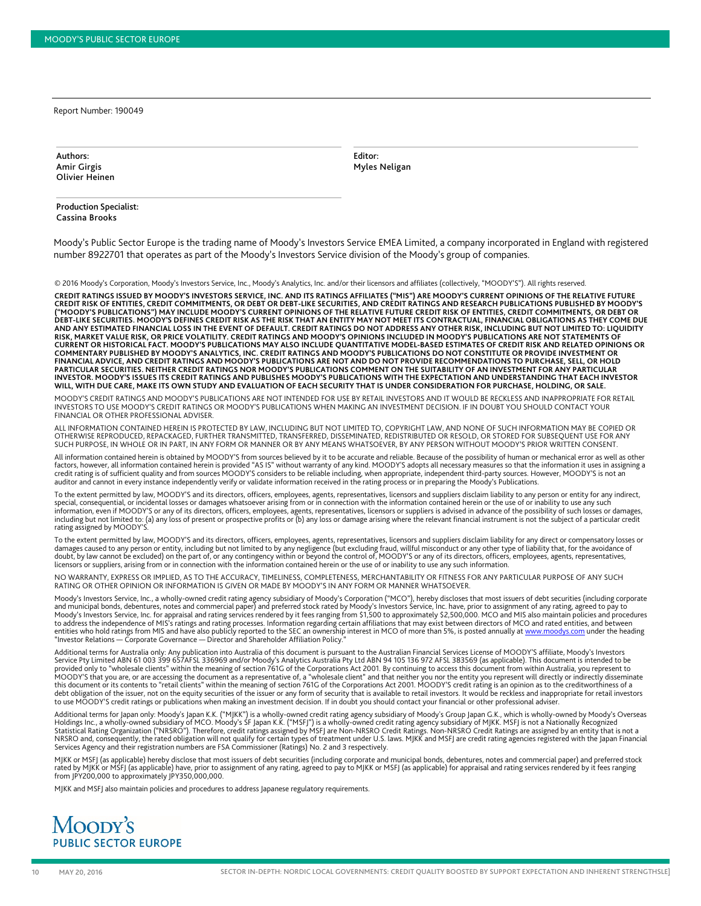Report Number: 190049

Authors:
Amir Girgis
Olivier Heinen

Editor:
Myles Neligan

Production Specialist:
Cassina Brooks

Moody's Public Sector Europe is the trading name of Moody's Investors Service EMEA Limited, a company incorporated in England with registered number 8922701 that operates as part of the Moody's Investors Service division of the Moody's group of companies.

© 2016 Moody's Corporation, Moody's Investors Service, Inc., Moody's Analytics, Inc. and/or their licensors and affiliates (collectively, "MOODY'S"). All rights reserved.

**CREDIT RATINGS ISSUED BY MOODY'S INVESTORS SERVICE, INC. AND ITS RATINGS AFFILIATES ("MIS") ARE MOODY'S CURRENT OPINIONS OF THE RELATIVE FUTURE CREDIT RISK OF ENTITIES, CREDIT COMMITMENTS, OR DEBT OR DEBT-LIKE SECURITIES, AND CREDIT RATINGS AND RESEARCH PUBLICATIONS PUBLISHED BY MOODY'S ("MOODY'S PUBLICATIONS") MAY INCLUDE MOODY'S CURRENT OPINIONS OF THE RELATIVE FUTURE CREDIT RISK OF ENTITIES, CREDIT COMMITMENTS, OR DEBT OR DEBT-LIKE SECURITIES. MOODY'S DEFINES CREDIT RISK AS THE RISK THAT AN ENTITY MAY NOT MEET ITS CONTRACTUAL, FINANCIAL OBLIGATIONS AS THEY COME DUE AND ANY ESTIMATED FINANCIAL LOSS IN THE EVENT OF DEFAULT. CREDIT RATINGS DO NOT ADDRESS ANY OTHER RISK, INCLUDING BUT NOT LIMITED TO: LIQUIDITY RISK, MARKET VALUE RISK, OR PRICE VOLATILITY. CREDIT RATINGS AND MOODY'S OPINIONS INCLUDED IN MOODY'S PUBLICATIONS ARE NOT STATEMENTS OF CURRENT OR HISTORICAL FACT. MOODY'S PUBLICATIONS MAY ALSO INCLUDE QUANTITATIVE MODEL-BASED ESTIMATES OF CREDIT RISK AND RELATED OPINIONS OR COMMENTARY PUBLISHED BY MOODY'S ANALYTICS, INC. CREDIT RATINGS AND MOODY'S PUBLICATIONS DO NOT CONSTITUTE OR PROVIDE INVESTMENT OR FINANCIAL ADVICE, AND CREDIT RATINGS AND MOODY'S PUBLICATIONS ARE NOT AND DO NOT PROVIDE RECOMMENDATIONS TO PURCHASE, SELL, OR HOLD PARTICULAR SECURITIES. NEITHER CREDIT RATINGS NOR MOODY'S PUBLICATIONS COMMENT ON THE SUITABILITY OF AN INVESTMENT FOR ANY PARTICULAR INVESTOR. MOODY'S ISSUES ITS CREDIT RATINGS AND PUBLISHES MOODY'S PUBLICATIONS WITH THE EXPECTATION AND UNDERSTANDING THAT EACH INVESTOR WILL, WITH DUE CARE, MAKE ITS OWN STUDY AND EVALUATION OF EACH SECURITY THAT IS UNDER CONSIDERATION FOR PURCHASE, HOLDING, OR SALE.**

MOODY'S CREDIT RATINGS AND MOODY'S PUBLICATIONS ARE NOT INTENDED FOR USE BY RETAIL INVESTORS AND IT WOULD BE RECKLESS AND INAPPROPRIATE FOR RETAIL INVESTORS TO USE MOODY'S CREDIT RATINGS OR MOODY'S PUBLICATIONS WHEN MAKING AN INVESTMENT DECISION. IF IN DOUBT YOU SHOULD CONTACT YOUR FINANCIAL OR OTHER PROFESSIONAL ADVISER.

ALL INFORMATION CONTAINED HEREIN IS PROTECTED BY LAW, INCLUDING BUT NOT LIMITED TO, COPYRIGHT LAW, AND NONE OF SUCH INFORMATION MAY BE COPIED OR OTHERWISE REPRODUCED, REPACKAGED, FURTHER TRANSMITTED, TRANSFERRED, DISSEMINATED, REDISTRIBUTED OR RESOLD, OR STORED FOR SUBSEQUENT USE FOR ANY SUCH PURPOSE, IN WHOLE OR IN PART, IN ANY FORM OR MANNER OR BY ANY MEANS WHATSOEVER, BY ANY PERSON WITHOUT MOODY'S PRIOR WRITTEN CONSENT.

All information contained herein is obtained by MOODY'S from sources believed by it to be accurate and reliable. Because of the possibility of human or mechanical error as well as other factors, however, all information contained herein is provided "AS IS" without warranty of any kind. MOODY'S adopts all necessary measures so that the information it uses in assigning a credit rating is of sufficient quality and from sources MOODY'S considers to be reliable including, when appropriate, independent third-party sources. However, MOODY'S is not an auditor and cannot in every instance independently verify or validate information received in the rating process or in preparing the Moody's Publications.

To the extent permitted by law, MOODY'S and its directors, officers, employees, agents, representatives, licensors and suppliers disclaim liability to any person or entity for any indirect, special, consequential, or incidental losses or damages whatsoever arising from or in connection with the information contained herein or the use of or inability to use any such information, even if MOODY'S or any of its directors, officers, employees, agents, representatives, licensors or suppliers is advised in advance of the possibility of such losses or damages, including but not limited to: (a) any loss of present or prospective profits or (b) any loss or damage arising where the relevant financial instrument is not the subject of a particular credit rating assigned by MOODY'S.

To the extent permitted by law, MOODY'S and its directors, officers, employees, agents, representatives, licensors and suppliers disclaim liability for any direct or compensatory losses or damages caused to any person or entity, including but not limited to by any negligence (but excluding fraud, willful misconduct or any other type of liability that, for the avoidance of doubt, by law cannot be excluded) on the part of, or any contingency within or beyond the control of, MOODY'S or any of its directors, officers, employees, agents, representatives, licensors or suppliers, arising from or in connection with the information contained herein or the use of or inability to use any such information.

NO WARRANTY, EXPRESS OR IMPLIED, AS TO THE ACCURACY, TIMELINESS, COMPLETENESS, MERCHANTABILITY OR FITNESS FOR ANY PARTICULAR PURPOSE OF ANY SUCH RATING OR OTHER OPINION OR INFORMATION IS GIVEN OR MADE BY MOODY'S IN ANY FORM OR MANNER WHATSOEVER.

Moody's Investors Service, Inc., a wholly-owned credit rating agency subsidiary of Moody's Corporation ("MCO"), hereby discloses that most issuers of debt securities (including corporate and municipal bonds, debentures, notes and commercial paper) and preferred stock rated by Moody's Investors Service, Inc. have, prior to assignment of any rating, agreed to pay to Moody's Investors Service, Inc. for appraisal and rating services rendered by it fees ranging from $1,500 to approximately $2,500,000. MCO and MIS also maintain policies and procedures to address the independence of MIS's ratings and rating processes. Information regarding certain affiliations that may exist between directors of MCO and rated entities, and between entities who hold ratings from MIS and have also publicly reported to the SEC an ownership interest in MCO of more than 5%, is posted annually at www.moodys.com under the heading "Investor Relations — Corporate Governance — Director and Shareholder Affiliation Policy."

Additional terms for Australia only: Any publication into Australia of this document is pursuant to the Australian Financial Services License of MOODY'S affiliate, Moody's Investors Service Pty Limited ABN 61 003 399 657AFSL 336969 and/or Moody's Analytics Australia Pty Ltd ABN 94 105 136 972 AFSL 383569 (as applicable). This document is intended to be provided only to "wholesale clients" within the meaning of section 761G of the Corporations Act 2001. By continuing to access this document from within Australia, you represent to MOODY'S that you are, or are accessing the document as a representative of, a "wholesale client" and that neither you nor the entity you represent will directly or indirectly disseminate this document or its contents to "retail clients" within the meaning of section 761G of the Corporations Act 2001. MOODY'S credit rating is an opinion as to the creditworthiness of a debt obligation of the issuer, not on the equity securities of the issuer or any form of security that is available to retail investors. It would be reckless and inappropriate for retail investors to use MOODY'S credit ratings or publications when making an investment decision. If in doubt you should contact your financial or other professional adviser.

Additional terms for Japan only: Moody's Japan K.K. ("MJKK") is a wholly-owned credit rating agency subsidiary of Moody's Group Japan G.K., which is wholly-owned by Moody's Overseas Holdings Inc., a wholly-owned subsidiary of MCO. Moody's SF Japan K.K. ("MSFJ") is a wholly-owned credit rating agency subsidiary of MJKK. MSFJ is not a Nationally Recognized Statistical Rating Organization ("NRSRO"). Therefore, credit ratings assigned by MSFJ are Non-NRSRO Credit Ratings. Non-NRSRO Credit Ratings are assigned by an entity that is not a NRSRO and, consequently, the rated obligation will not qualify for certain types of treatment under U.S. laws. MJKK and MSFJ are credit rating agencies registered with the Japan Financial Services Agency and their registration numbers are FSA Commissioner (Ratings) No. 2 and 3 respectively.

MJKK or MSFJ (as applicable) hereby disclose that most issuers of debt securities (including corporate and municipal bonds, debentures, notes and commercial paper) and preferred stock rated by MJKK or MSFJ (as applicable) have, prior to assignment of any rating, agreed to pay to MJKK or MSFJ (as applicable) for appraisal and rating services rendered by it fees ranging from JPY200,000 to approximately JPY350,000,000.

MJKK and MSFJ also maintain policies and procedures to address Japanese regulatory requirements.

MOODY'S
PUBLIC SECTOR EUROPE